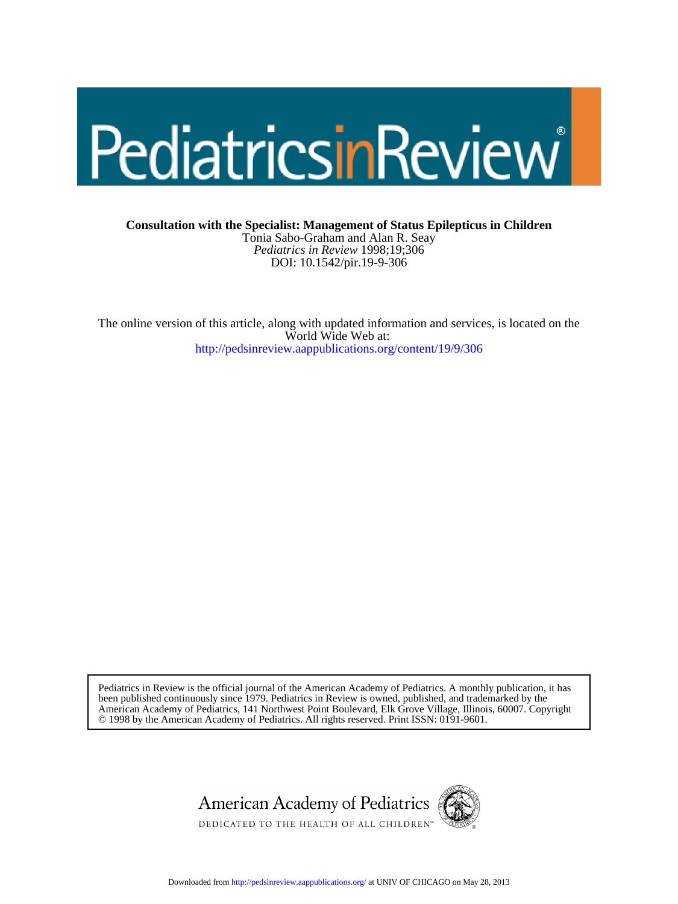**Consultation with the Specialist: Management of Status Epilepticus in Children**

Tonia Sabo-Graham and Alan R. Seay

*Pediatrics in Review* 1998;19;306

DOI: 10.1542/pir.19-9-306

The online version of this article, along with updated information and services, is located on the World Wide Web at:

http://pedsinreview.aappublications.org/content/19/9/306

Pediatrics in Review is the official journal of the American Academy of Pediatrics. A monthly publication, it has been published continuously since 1979. Pediatrics in Review is owned, published, and trademarked by the American Academy of Pediatrics, 141 Northwest Point Boulevard, Elk Grove Village, Illinois, 60007. Copyright © 1998 by the American Academy of Pediatrics. All rights reserved. Print ISSN: 0191-9601.

Downloaded from http://pedsinreview.aappublications.org/ at UNIV OF CHICAGO on May 28, 2013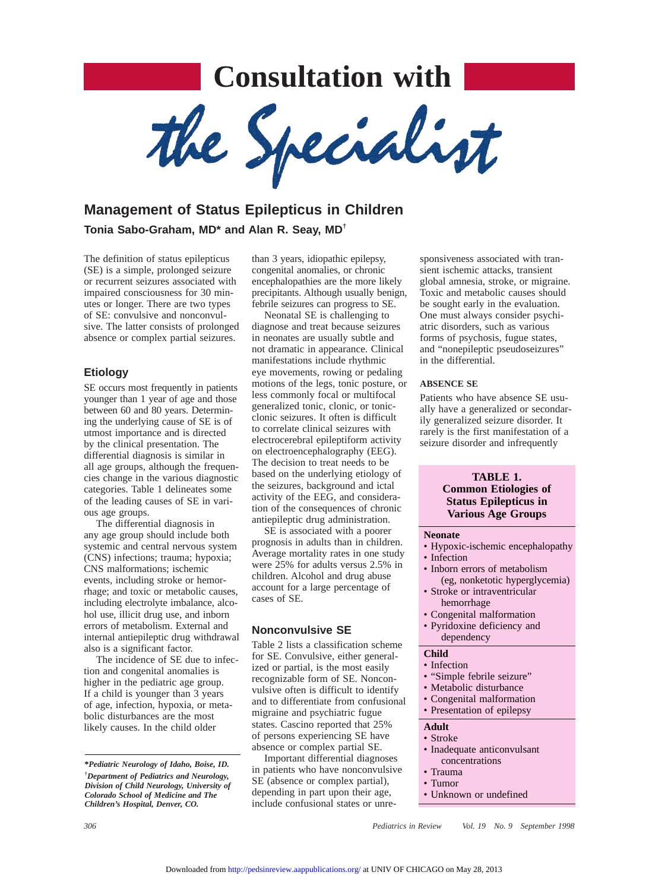# Consultation with the Specialist

## Management of Status Epilepticus in Children

**Tonia Sabo-Graham, MD\* and Alan R. Seay, MD†**

The definition of status epilepticus (SE) is a simple, prolonged seizure or recurrent seizures associated with impaired consciousness for 30 minutes or longer. There are two types of SE: convulsive and nonconvulsive. The latter consists of prolonged absence or complex partial seizures.

### Etiology

SE occurs most frequently in patients younger than 1 year of age and those between 60 and 80 years. Determining the underlying cause of SE is of utmost importance and is directed by the clinical presentation. The differential diagnosis is similar in all age groups, although the frequencies change in the various diagnostic categories. Table 1 delineates some of the leading causes of SE in various age groups.

The differential diagnosis in any age group should include both systemic and central nervous system (CNS) infections; trauma; hypoxia; CNS malformations; ischemic events, including stroke or hemorrhage; and toxic or metabolic causes, including electrolyte imbalance, alcohol use, illicit drug use, and inborn errors of metabolism. External and internal antiepileptic drug withdrawal also is a significant factor.

The incidence of SE due to infection and congenital anomalies is higher in the pediatric age group. If a child is younger than 3 years of age, infection, hypoxia, or metabolic disturbances are the most likely causes. In the child older than 3 years, idiopathic epilepsy, congenital anomalies, or chronic encephalopathies are the more likely precipitants. Although usually benign, febrile seizures can progress to SE.

Neonatal SE is challenging to diagnose and treat because seizures in neonates are usually subtle and not dramatic in appearance. Clinical manifestations include rhythmic eye movements, rowing or pedaling motions of the legs, tonic posture, or less commonly focal or multifocal generalized tonic, clonic, or tonic-clonic seizures. It often is difficult to correlate clinical seizures with electrocerebral epileptiform activity on electroencephalography (EEG). The decision to treat needs to be based on the underlying etiology of the seizures, background and ictal activity of the EEG, and consideration of the consequences of chronic antiepileptic drug administration.

SE is associated with a poorer prognosis in adults than in children. Average mortality rates in one study were 25% for adults versus 2.5% in children. Alcohol and drug abuse account for a large percentage of cases of SE.

### Nonconvulsive SE

Table 2 lists a classification scheme for SE. Convulsive, either generalized or partial, is the most easily recognizable form of SE. Nonconvulsive often is difficult to identify and to differentiate from confusional migraine and psychiatric fugue states. Cascino reported that 25% of persons experiencing SE have absence or complex partial SE.

Important differential diagnoses in patients who have nonconvulsive SE (absence or complex partial), depending in part upon their age, include confusional states or unresponsiveness associated with transient ischemic attacks, transient global amnesia, stroke, or migraine. Toxic and metabolic causes should be sought early in the evaluation. One must always consider psychiatric disorders, such as various forms of psychosis, fugue states, and "nonepileptic pseudoseizures" in the differential.

#### ABSENCE SE

Patients who have absence SE usually have a generalized or secondarily generalized seizure disorder. It rarely is the first manifestation of a seizure disorder and infrequently

**TABLE 1. Common Etiologies of Status Epilepticus in Various Age Groups**

**Neonate**
- Hypoxic-ischemic encephalopathy
- Infection
- Inborn errors of metabolism (eg, nonketotic hyperglycemia)
- Stroke or intraventricular hemorrhage
- Congenital malformation
- Pyridoxine deficiency and dependency

**Child**
- Infection
- "Simple febrile seizure"
- Metabolic disturbance
- Congenital malformation
- Presentation of epilepsy

**Adult**
- Stroke
- Inadequate anticonvulsant concentrations
- Trauma
- Tumor
- Unknown or undefined

---

*\*Pediatric Neurology of Idaho, Boise, ID.*

*†Department of Pediatrics and Neurology, Division of Child Neurology, University of Colorado School of Medicine and The Children's Hospital, Denver, CO.*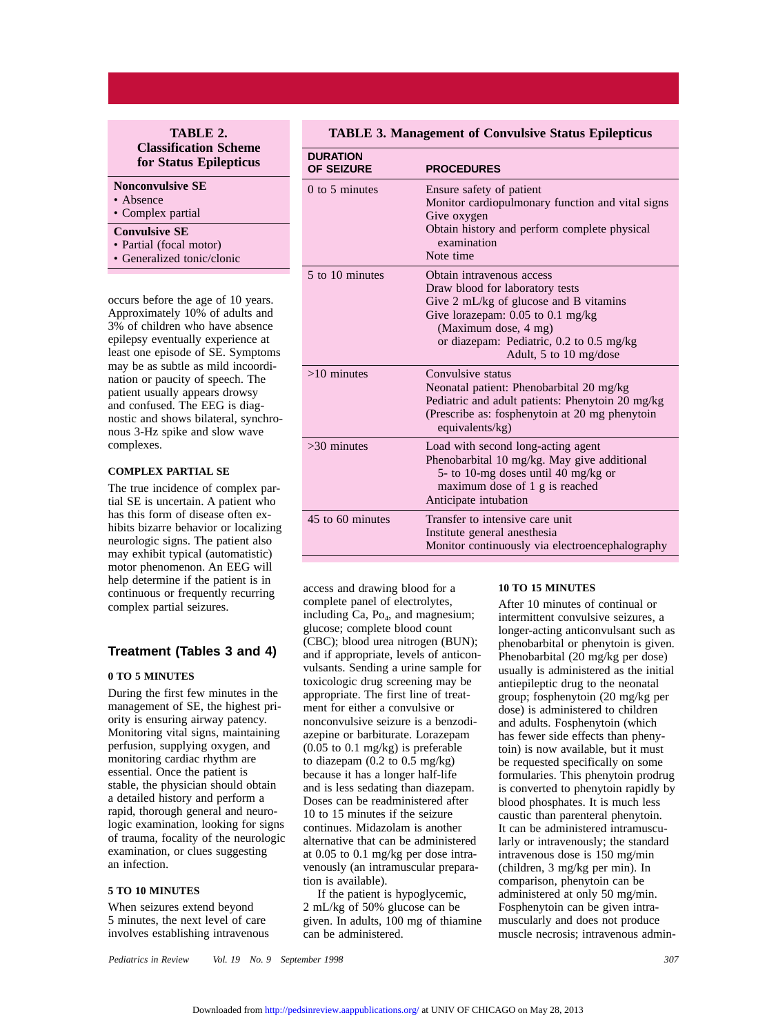**TABLE 2. Classification Scheme for Status Epilepticus**

| |
|---|
| **Nonconvulsive SE** |
| • Absence |
| • Complex partial |
| **Convulsive SE** |
| • Partial (focal motor) |
| • Generalized tonic/clonic |

**TABLE 3. Management of Convulsive Status Epilepticus**

| DURATION OF SEIZURE | PROCEDURES |
|---|---|
| 0 to 5 minutes | Ensure safety of patient<br>Monitor cardiopulmonary function and vital signs<br>Give oxygen<br>Obtain history and perform complete physical examination<br>Note time |
| 5 to 10 minutes | Obtain intravenous access<br>Draw blood for laboratory tests<br>Give 2 mL/kg of glucose and B vitamins<br>Give lorazepam: 0.05 to 0.1 mg/kg (Maximum dose, 4 mg)<br>or diazepam: Pediatric, 0.2 to 0.5 mg/kg<br>Adult, 5 to 10 mg/dose |
| >10 minutes | Convulsive status<br>Neonatal patient: Phenobarbital 20 mg/kg<br>Pediatric and adult patients: Phenytoin 20 mg/kg<br>(Prescribe as: fosphenytoin at 20 mg phenytoin equivalents/kg) |
| >30 minutes | Load with second long-acting agent<br>Phenobarbital 10 mg/kg. May give additional 5- to 10-mg doses until 40 mg/kg or maximum dose of 1 g is reached<br>Anticipate intubation |
| 45 to 60 minutes | Transfer to intensive care unit<br>Institute general anesthesia<br>Monitor continuously via electroencephalography |

occurs before the age of 10 years. Approximately 10% of adults and 3% of children who have absence epilepsy eventually experience at least one episode of SE. Symptoms may be as subtle as mild incoordination or paucity of speech. The patient usually appears drowsy and confused. The EEG is diagnostic and shows bilateral, synchronous 3-Hz spike and slow wave complexes.

### COMPLEX PARTIAL SE

The true incidence of complex partial SE is uncertain. A patient who has this form of disease often exhibits bizarre behavior or localizing neurologic signs. The patient also may exhibit typical (automatistic) motor phenomenon. An EEG will help determine if the patient is in continuous or frequently recurring complex partial seizures.

## Treatment (Tables 3 and 4)

### 0 TO 5 MINUTES

During the first few minutes in the management of SE, the highest priority is ensuring airway patency. Monitoring vital signs, maintaining perfusion, supplying oxygen, and monitoring cardiac rhythm are essential. Once the patient is stable, the physician should obtain a detailed history and perform a rapid, thorough general and neurologic examination, looking for signs of trauma, focality of the neurologic examination, or clues suggesting an infection.

### 5 TO 10 MINUTES

When seizures extend beyond 5 minutes, the next level of care involves establishing intravenous access and drawing blood for a complete panel of electrolytes, including Ca, $Po_4$, and magnesium; glucose; complete blood count (CBC); blood urea nitrogen (BUN); and if appropriate, levels of anticonvulsants. Sending a urine sample for toxicologic drug screening may be appropriate. The first line of treatment for either a convulsive or nonconvulsive seizure is a benzodiazepine or barbiturate. Lorazepam (0.05 to 0.1 mg/kg) is preferable to diazepam (0.2 to 0.5 mg/kg) because it has a longer half-life and is less sedating than diazepam. Doses can be readministered after 10 to 15 minutes if the seizure continues. Midazolam is another alternative that can be administered at 0.05 to 0.1 mg/kg per dose intravenously (an intramuscular preparation is available).

If the patient is hypoglycemic, 2 mL/kg of 50% glucose can be given. In adults, 100 mg of thiamine can be administered.

### 10 TO 15 MINUTES

After 10 minutes of continual or intermittent convulsive seizures, a longer-acting anticonvulsant such as phenobarbital or phenytoin is given. Phenobarbital (20 mg/kg per dose) usually is administered as the initial antiepileptic drug to the neonatal group; fosphenytoin (20 mg/kg per dose) is administered to children and adults. Fosphenytoin (which has fewer side effects than phenytoin) is now available, but it must be requested specifically on some formularies. This phenytoin prodrug is converted to phenytoin rapidly by blood phosphates. It is much less caustic than parenteral phenytoin. It can be administered intramuscularly or intravenously; the standard intravenous dose is 150 mg/min (children, 3 mg/kg per min). In comparison, phenytoin can be administered at only 50 mg/min. Fosphenytoin can be given intramuscularly and does not produce muscle necrosis; intravenous admin-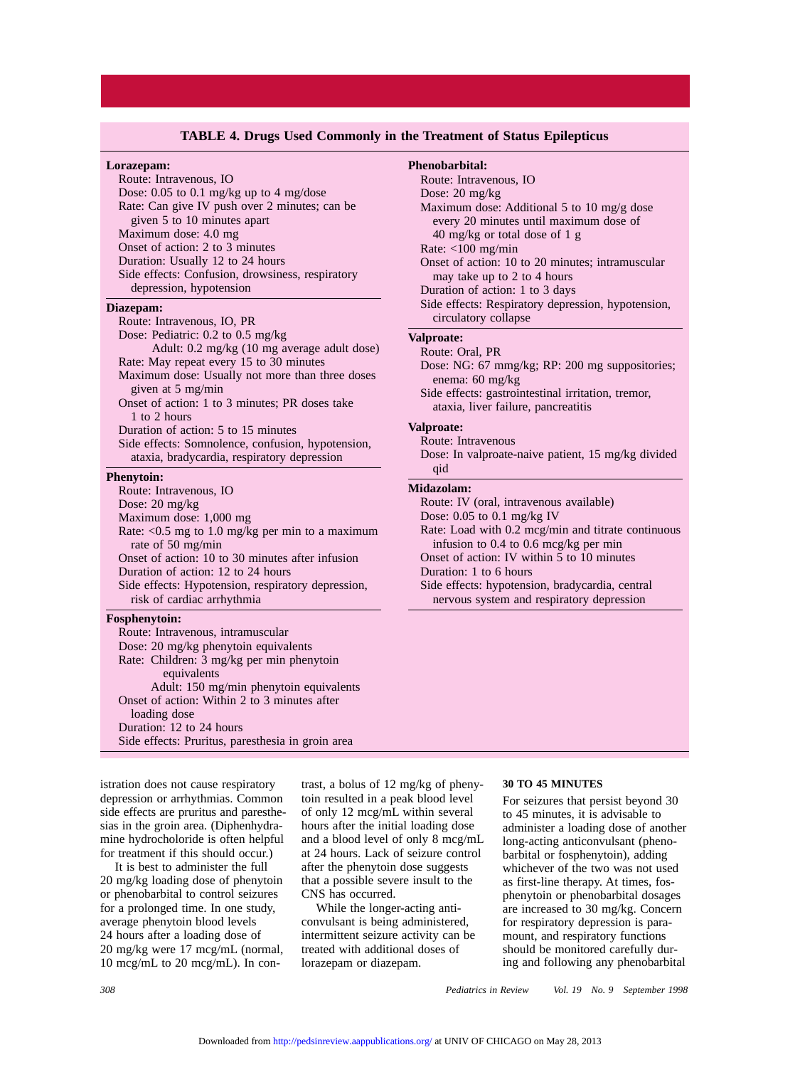**TABLE 4. Drugs Used Commonly in the Treatment of Status Epilepticus**

**Lorazepam:**
- Route: Intravenous, IO
- Dose: 0.05 to 0.1 mg/kg up to 4 mg/dose
- Rate: Can give IV push over 2 minutes; can be given 5 to 10 minutes apart
- Maximum dose: 4.0 mg
- Onset of action: 2 to 3 minutes
- Duration: Usually 12 to 24 hours
- Side effects: Confusion, drowsiness, respiratory depression, hypotension

**Diazepam:**
- Route: Intravenous, IO, PR
- Dose: Pediatric: 0.2 to 0.5 mg/kg
  Adult: 0.2 mg/kg (10 mg average adult dose)
- Rate: May repeat every 15 to 30 minutes
- Maximum dose: Usually not more than three doses given at 5 mg/min
- Onset of action: 1 to 3 minutes; PR doses take 1 to 2 hours
- Duration of action: 5 to 15 minutes
- Side effects: Somnolence, confusion, hypotension, ataxia, bradycardia, respiratory depression

**Phenytoin:**
- Route: Intravenous, IO
- Dose: 20 mg/kg
- Maximum dose: 1,000 mg
- Rate: <0.5 mg to 1.0 mg/kg per min to a maximum rate of 50 mg/min
- Onset of action: 10 to 30 minutes after infusion
- Duration of action: 12 to 24 hours
- Side effects: Hypotension, respiratory depression, risk of cardiac arrhythmia

**Fosphenytoin:**
- Route: Intravenous, intramuscular
- Dose: 20 mg/kg phenytoin equivalents
- Rate: Children: 3 mg/kg per min phenytoin equivalents
  Adult: 150 mg/min phenytoin equivalents
- Onset of action: Within 2 to 3 minutes after loading dose
- Duration: 12 to 24 hours
- Side effects: Pruritus, paresthesia in groin area

**Phenobarbital:**
- Route: Intravenous, IO
- Dose: 20 mg/kg
- Maximum dose: Additional 5 to 10 mg/g dose every 20 minutes until maximum dose of 40 mg/kg or total dose of 1 g
- Rate: <100 mg/min
- Onset of action: 10 to 20 minutes; intramuscular may take up to 2 to 4 hours
- Duration of action: 1 to 3 days
- Side effects: Respiratory depression, hypotension, circulatory collapse

**Valproate:**
- Route: Oral, PR
- Dose: NG: 67 mmg/kg; RP: 200 mg suppositories; enema: 60 mg/kg
- Side effects: gastrointestinal irritation, tremor, ataxia, liver failure, pancreatitis

**Valproate:**
- Route: Intravenous
- Dose: In valproate-naive patient, 15 mg/kg divided qid

**Midazolam:**
- Route: IV (oral, intravenous available)
- Dose: 0.05 to 0.1 mg/kg IV
- Rate: Load with 0.2 mcg/min and titrate continuous infusion to 0.4 to 0.6 mcg/kg per min
- Onset of action: IV within 5 to 10 minutes
- Duration: 1 to 6 hours
- Side effects: hypotension, bradycardia, central nervous system and respiratory depression

istration does not cause respiratory depression or arrhythmias. Common side effects are pruritus and paresthesias in the groin area. (Diphenhydramine hydrocholoride is often helpful for treatment if this should occur.)

It is best to administer the full 20 mg/kg loading dose of phenytoin or phenobarbital to control seizures for a prolonged time. In one study, average phenytoin blood levels 24 hours after a loading dose of 20 mg/kg were 17 mcg/mL (normal, 10 mcg/mL to 20 mcg/mL). In contrast, a bolus of 12 mg/kg of phenytoin resulted in a peak blood level of only 12 mcg/mL within several hours after the initial loading dose and a blood level of only 8 mcg/mL at 24 hours. Lack of seizure control after the phenytoin dose suggests that a possible severe insult to the CNS has occurred.

While the longer-acting anticonvulsant is being administered, intermittent seizure activity can be treated with additional doses of lorazepam or diazepam.

### 30 TO 45 MINUTES

For seizures that persist beyond 30 to 45 minutes, it is advisable to administer a loading dose of another long-acting anticonvulsant (phenobarbital or fosphenytoin), adding whichever of the two was not used as first-line therapy. At times, fosphenytoin or phenobarbital dosages are increased to 30 mg/kg. Concern for respiratory depression is paramount, and respiratory functions should be monitored carefully during and following any phenobarbital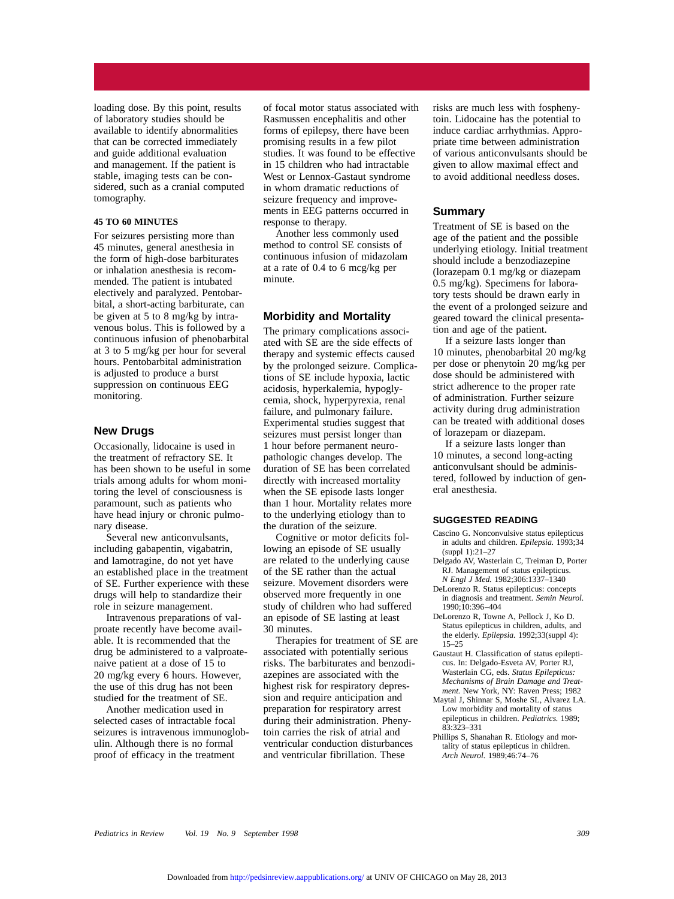loading dose. By this point, results of laboratory studies should be available to identify abnormalities that can be corrected immediately and guide additional evaluation and management. If the patient is stable, imaging tests can be considered, such as a cranial computed tomography.

#### 45 TO 60 MINUTES

For seizures persisting more than 45 minutes, general anesthesia in the form of high-dose barbiturates or inhalation anesthesia is recommended. The patient is intubated electively and paralyzed. Pentobarbital, a short-acting barbiturate, can be given at 5 to 8 mg/kg by intravenous bolus. This is followed by a continuous infusion of phenobarbital at 3 to 5 mg/kg per hour for several hours. Pentobarbital administration is adjusted to produce a burst suppression on continuous EEG monitoring.

## New Drugs

Occasionally, lidocaine is used in the treatment of refractory SE. It has been shown to be useful in some trials among adults for whom monitoring the level of consciousness is paramount, such as patients who have head injury or chronic pulmonary disease.

Several new anticonvulsants, including gabapentin, vigabatrin, and lamotragine, do not yet have an established place in the treatment of SE. Further experience with these drugs will help to standardize their role in seizure management.

Intravenous preparations of valproate recently have become available. It is recommended that the drug be administered to a valproate-naive patient at a dose of 15 to 20 mg/kg every 6 hours. However, the use of this drug has not been studied for the treatment of SE.

Another medication used in selected cases of intractable focal seizures is intravenous immunoglobulin. Although there is no formal proof of efficacy in the treatment of focal motor status associated with Rasmussen encephalitis and other forms of epilepsy, there have been promising results in a few pilot studies. It was found to be effective in 15 children who had intractable West or Lennox-Gastaut syndrome in whom dramatic reductions of seizure frequency and improvements in EEG patterns occurred in response to therapy.

Another less commonly used method to control SE consists of continuous infusion of midazolam at a rate of 0.4 to 6 mcg/kg per minute.

## Morbidity and Mortality

The primary complications associated with SE are the side effects of therapy and systemic effects caused by the prolonged seizure. Complications of SE include hypoxia, lactic acidosis, hyperkalemia, hypoglycemia, shock, hyperpyrexia, renal failure, and pulmonary failure. Experimental studies suggest that seizures must persist longer than 1 hour before permanent neuropathologic changes develop. The duration of SE has been correlated directly with increased mortality when the SE episode lasts longer than 1 hour. Mortality relates more to the underlying etiology than to the duration of the seizure.

Cognitive or motor deficits following an episode of SE usually are related to the underlying cause of the SE rather than the actual seizure. Movement disorders were observed more frequently in one study of children who had suffered an episode of SE lasting at least 30 minutes.

Therapies for treatment of SE are associated with potentially serious risks. The barbiturates and benzodiazepines are associated with the highest risk for respiratory depression and require anticipation and preparation for respiratory arrest during their administration. Phenytoin carries the risk of atrial and ventricular conduction disturbances and ventricular fibrillation. These risks are much less with fosphenytoin. Lidocaine has the potential to induce cardiac arrhythmias. Appropriate time between administration of various anticonvulsants should be given to allow maximal effect and to avoid additional needless doses.

## Summary

Treatment of SE is based on the age of the patient and the possible underlying etiology. Initial treatment should include a benzodiazepine (lorazepam 0.1 mg/kg or diazepam 0.5 mg/kg). Specimens for laboratory tests should be drawn early in the event of a prolonged seizure and geared toward the clinical presentation and age of the patient.

If a seizure lasts longer than 10 minutes, phenobarbital 20 mg/kg per dose or phenytoin 20 mg/kg per dose should be administered with strict adherence to the proper rate of administration. Further seizure activity during drug administration can be treated with additional doses of lorazepam or diazepam.

If a seizure lasts longer than 10 minutes, a second long-acting anticonvulsant should be administered, followed by induction of general anesthesia.

### SUGGESTED READING

- Cascino G. Nonconvulsive status epilepticus in adults and children. *Epilepsia.* 1993;34 (suppl 1):21–27
- Delgado AV, Wasterlain C, Treiman D, Porter RJ. Management of status epilepticus. *N Engl J Med.* 1982;306:1337–1340
- DeLorenzo R. Status epilepticus: concepts in diagnosis and treatment. *Semin Neurol.* 1990;10:396–404
- DeLorenzo R, Towne A, Pellock J, Ko D. Status epilepticus in children, adults, and the elderly. *Epilepsia.* 1992;33(suppl 4): 15–25
- Gaustaut H. Classification of status epilepticus. In: Delgado-Esveta AV, Porter RJ, Wasterlain CG, eds. *Status Epilepticus: Mechanisms of Brain Damage and Treatment.* New York, NY: Raven Press; 1982
- Maytal J, Shinnar S, Moshe SL, Alvarez LA. Low morbidity and mortality of status epilepticus in children. *Pediatrics.* 1989; 83:323–331
- Phillips S, Shanahan R. Etiology and mortality of status epilepticus in children. *Arch Neurol.* 1989;46:74–76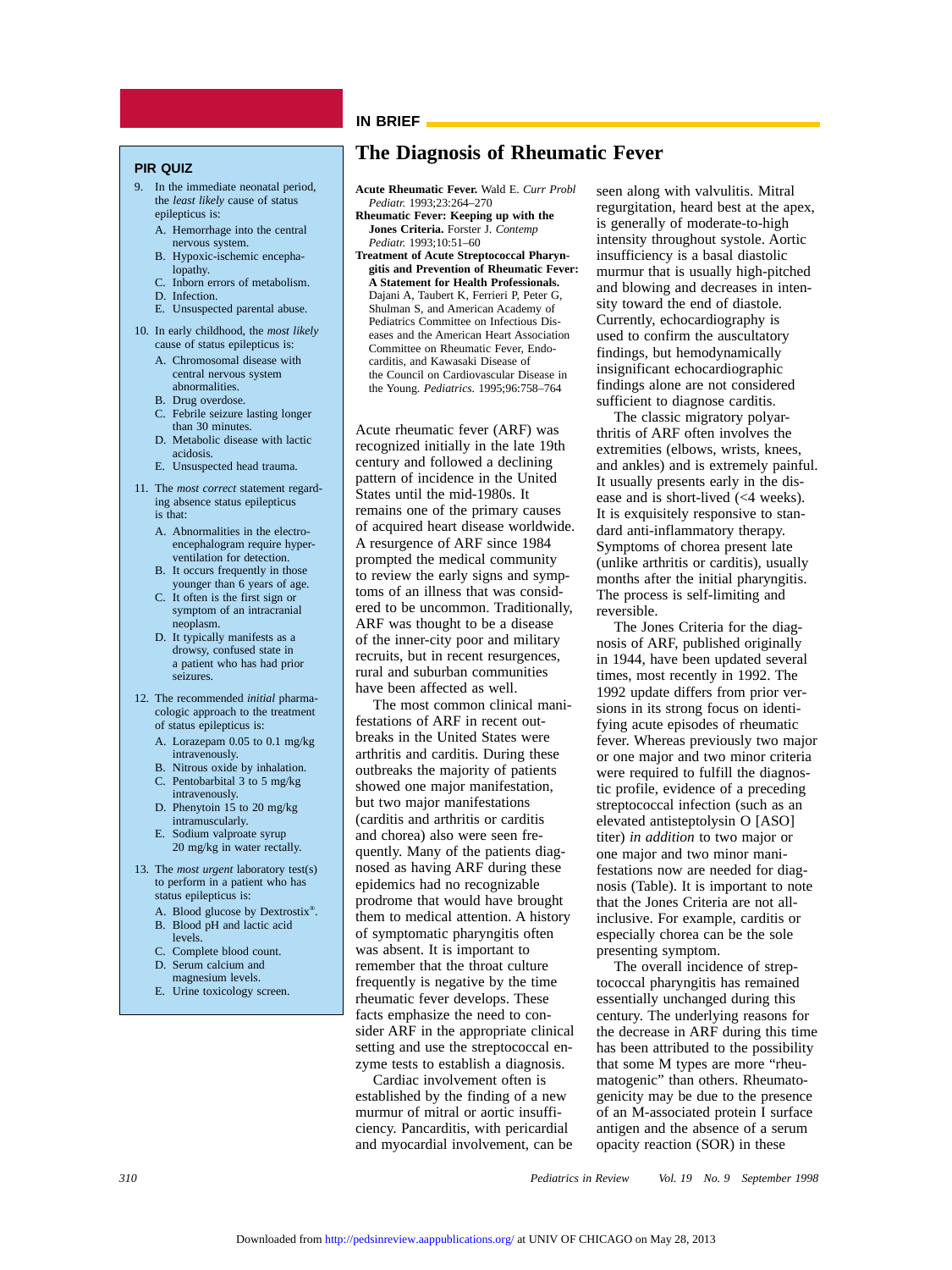## PIR QUIZ

9. In the immediate neonatal period, the *least likely* cause of status epilepticus is:
   - A. Hemorrhage into the central nervous system.
   - B. Hypoxic-ischemic encephalopathy.
   - C. Inborn errors of metabolism.
   - D. Infection.
   - E. Unsuspected parental abuse.

10. In early childhood, the *most likely* cause of status epilepticus is:
    - A. Chromosomal disease with central nervous system abnormalities.
    - B. Drug overdose.
    - C. Febrile seizure lasting longer than 30 minutes.
    - D. Metabolic disease with lactic acidosis.
    - E. Unsuspected head trauma.

11. The *most correct* statement regarding absence status epilepticus is that:
    - A. Abnormalities in the electroencephalogram require hyperventilation for detection.
    - B. It occurs frequently in those younger than 6 years of age.
    - C. It often is the first sign or symptom of an intracranial neoplasm.
    - D. It typically manifests as a drowsy, confused state in a patient who has had prior seizures.

12. The recommended *initial* pharmacologic approach to the treatment of status epilepticus is:
    - A. Lorazepam 0.05 to 0.1 mg/kg intravenously.
    - B. Nitrous oxide by inhalation.
    - C. Pentobarbital 3 to 5 mg/kg intravenously.
    - D. Phenytoin 15 to 20 mg/kg intramuscularly.
    - E. Sodium valproate syrup 20 mg/kg in water rectally.

13. The *most urgent* laboratory test(s) to perform in a patient who has status epilepticus is:
    - A. Blood glucose by Dextrostix®.
    - B. Blood pH and lactic acid levels.
    - C. Complete blood count.
    - D. Serum calcium and magnesium levels.
    - E. Urine toxicology screen.

IN BRIEF

# The Diagnosis of Rheumatic Fever

**Acute Rheumatic Fever.** Wald E. *Curr Probl Pediatr.* 1993;23:264–270

**Rheumatic Fever: Keeping up with the Jones Criteria.** Forster J. *Contemp Pediatr.* 1993;10:51–60

**Treatment of Acute Streptococcal Pharyngitis and Prevention of Rheumatic Fever: A Statement for Health Professionals.** Dajani A, Taubert K, Ferrieri P, Peter G, Shulman S, and American Academy of Pediatrics Committee on Infectious Diseases and the American Heart Association Committee on Rheumatic Fever, Endocarditis, and Kawasaki Disease of the Council on Cardiovascular Disease in the Young. *Pediatrics.* 1995;96:758–764

Acute rheumatic fever (ARF) was recognized initially in the late 19th century and followed a declining pattern of incidence in the United States until the mid-1980s. It remains one of the primary causes of acquired heart disease worldwide. A resurgence of ARF since 1984 prompted the medical community to review the early signs and symptoms of an illness that was considered to be uncommon. Traditionally, ARF was thought to be a disease of the inner-city poor and military recruits, but in recent resurgences, rural and suburban communities have been affected as well.

The most common clinical manifestations of ARF in recent outbreaks in the United States were arthritis and carditis. During these outbreaks the majority of patients showed one major manifestation, but two major manifestations (carditis and arthritis or carditis and chorea) also were seen frequently. Many of the patients diagnosed as having ARF during these epidemics had no recognizable prodrome that would have brought them to medical attention. A history of symptomatic pharyngitis often was absent. It is important to remember that the throat culture frequently is negative by the time rheumatic fever develops. These facts emphasize the need to consider ARF in the appropriate clinical setting and use the streptococcal enzyme tests to establish a diagnosis.

Cardiac involvement often is established by the finding of a new murmur of mitral or aortic insufficiency. Pancarditis, with pericardial and myocardial involvement, can be seen along with valvulitis. Mitral regurgitation, heard best at the apex, is generally of moderate-to-high intensity throughout systole. Aortic insufficiency is a basal diastolic murmur that is usually high-pitched and blowing and decreases in intensity toward the end of diastole. Currently, echocardiography is used to confirm the auscultatory findings, but hemodynamically insignificant echocardiographic findings alone are not considered sufficient to diagnose carditis.

The classic migratory polyarthritis of ARF often involves the extremities (elbows, wrists, knees, and ankles) and is extremely painful. It usually presents early in the disease and is short-lived (<4 weeks). It is exquisitely responsive to standard anti-inflammatory therapy. Symptoms of chorea present late (unlike arthritis or carditis), usually months after the initial pharyngitis. The process is self-limiting and reversible.

The Jones Criteria for the diagnosis of ARF, published originally in 1944, have been updated several times, most recently in 1992. The 1992 update differs from prior versions in its strong focus on identifying acute episodes of rheumatic fever. Whereas previously two major or one major and two minor criteria were required to fulfill the diagnostic profile, evidence of a preceding streptococcal infection (such as an elevated antisteptolysin O [ASO] titer) *in addition* to two major or one major and two minor manifestations now are needed for diagnosis (Table). It is important to note that the Jones Criteria are not all-inclusive. For example, carditis or especially chorea can be the sole presenting symptom.

The overall incidence of streptococcal pharyngitis has remained essentially unchanged during this century. The underlying reasons for the decrease in ARF during this time has been attributed to the possibility that some M types are more “rheumatogenic” than others. Rheumatogenicity may be due to the presence of an M-associated protein I surface antigen and the absence of a serum opacity reaction (SOR) in these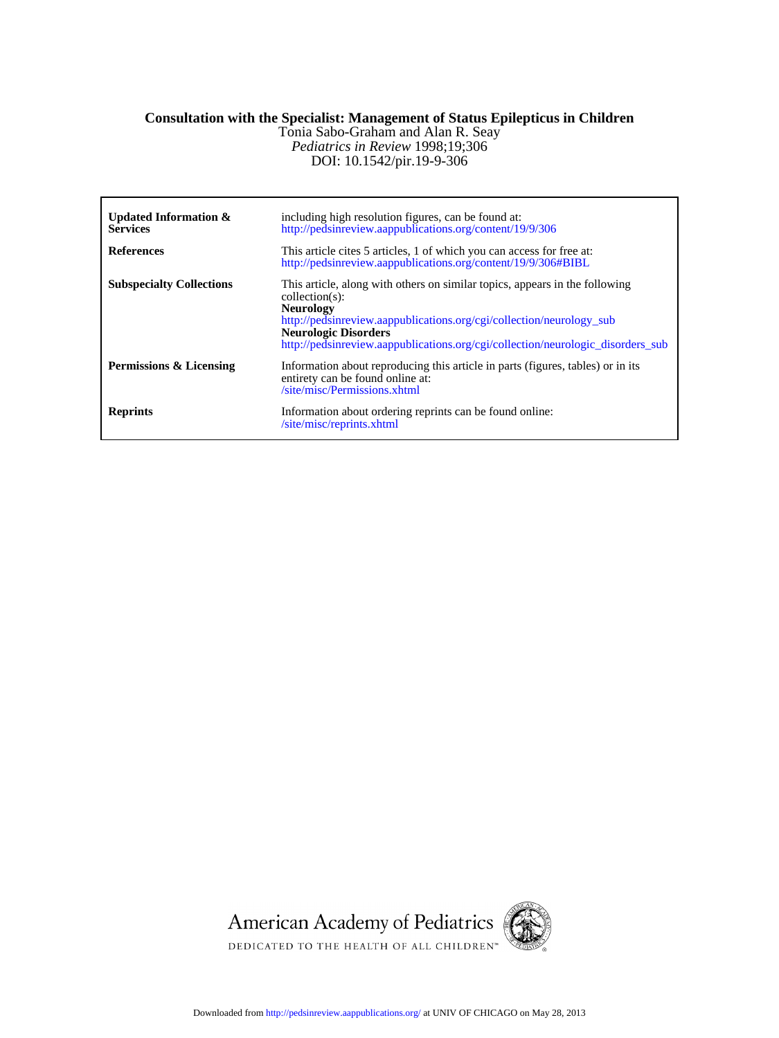**Consultation with the Specialist: Management of Status Epilepticus in Children**

Tonia Sabo-Graham and Alan R. Seay

*Pediatrics in Review* 1998;19;306

DOI: 10.1542/pir.19-9-306

| | |
|---|---|
| **Updated Information & Services** | including high resolution figures, can be found at: http://pedsinreview.aappublications.org/content/19/9/306 |
| **References** | This article cites 5 articles, 1 of which you can access for free at: http://pedsinreview.aappublications.org/content/19/9/306#BIBL |
| **Subspecialty Collections** | This article, along with others on similar topics, appears in the following collection(s): **Neurology** http://pedsinreview.aappublications.org/cgi/collection/neurology_sub **Neurologic Disorders** http://pedsinreview.aappublications.org/cgi/collection/neurologic_disorders_sub |
| **Permissions & Licensing** | Information about reproducing this article in parts (figures, tables) or in its entirety can be found online at: /site/misc/Permissions.xhtml |
| **Reprints** | Information about ordering reprints can be found online: /site/misc/reprints.xhtml |

American Academy of Pediatrics

DEDICATED TO THE HEALTH OF ALL CHILDREN™

Downloaded from http://pedsinreview.aappublications.org/ at UNIV OF CHICAGO on May 28, 2013